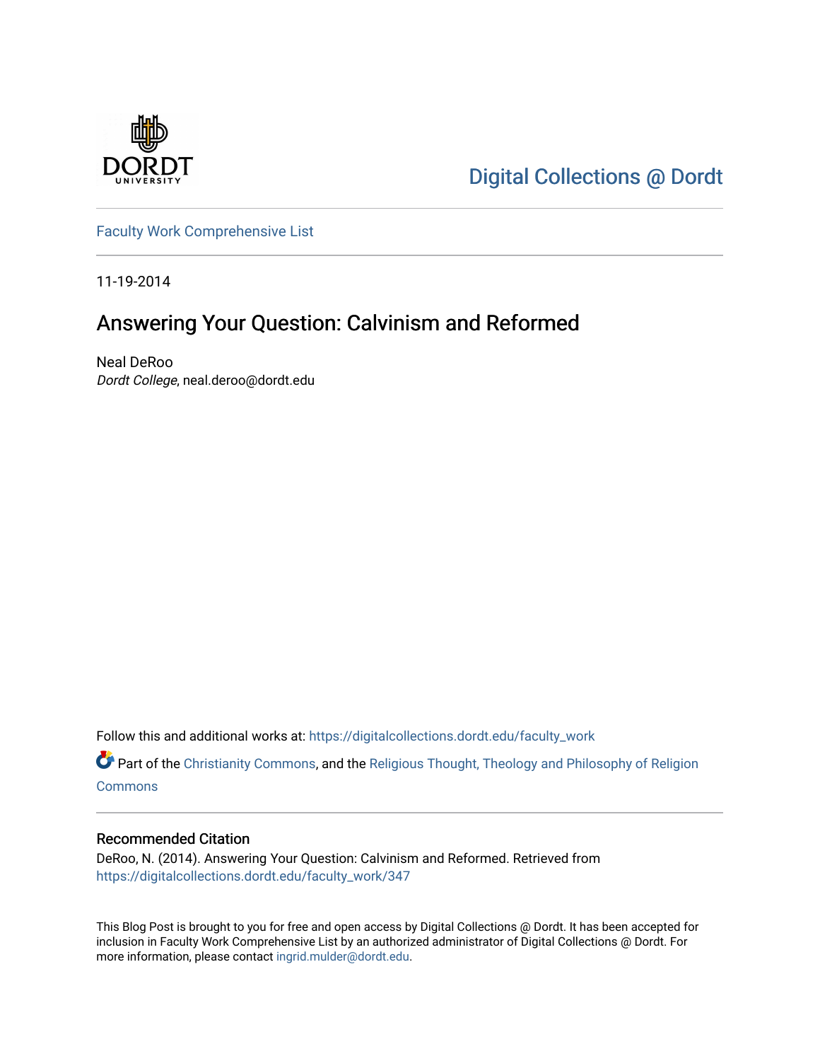Digital Collections @ Dordt

Faculty Work Comprehensive List

11-19-2014

# Answering Your Question: Calvinism and Reformed

Neal DeRoo
*Dordt College*, neal.deroo@dordt.edu

Follow this and additional works at: https://digitalcollections.dordt.edu/faculty_work

Part of the Christianity Commons, and the Religious Thought, Theology and Philosophy of Religion Commons

## Recommended Citation

DeRoo, N. (2014). Answering Your Question: Calvinism and Reformed. Retrieved from https://digitalcollections.dordt.edu/faculty_work/347

This Blog Post is brought to you for free and open access by Digital Collections @ Dordt. It has been accepted for inclusion in Faculty Work Comprehensive List by an authorized administrator of Digital Collections @ Dordt. For more information, please contact ingrid.mulder@dordt.edu.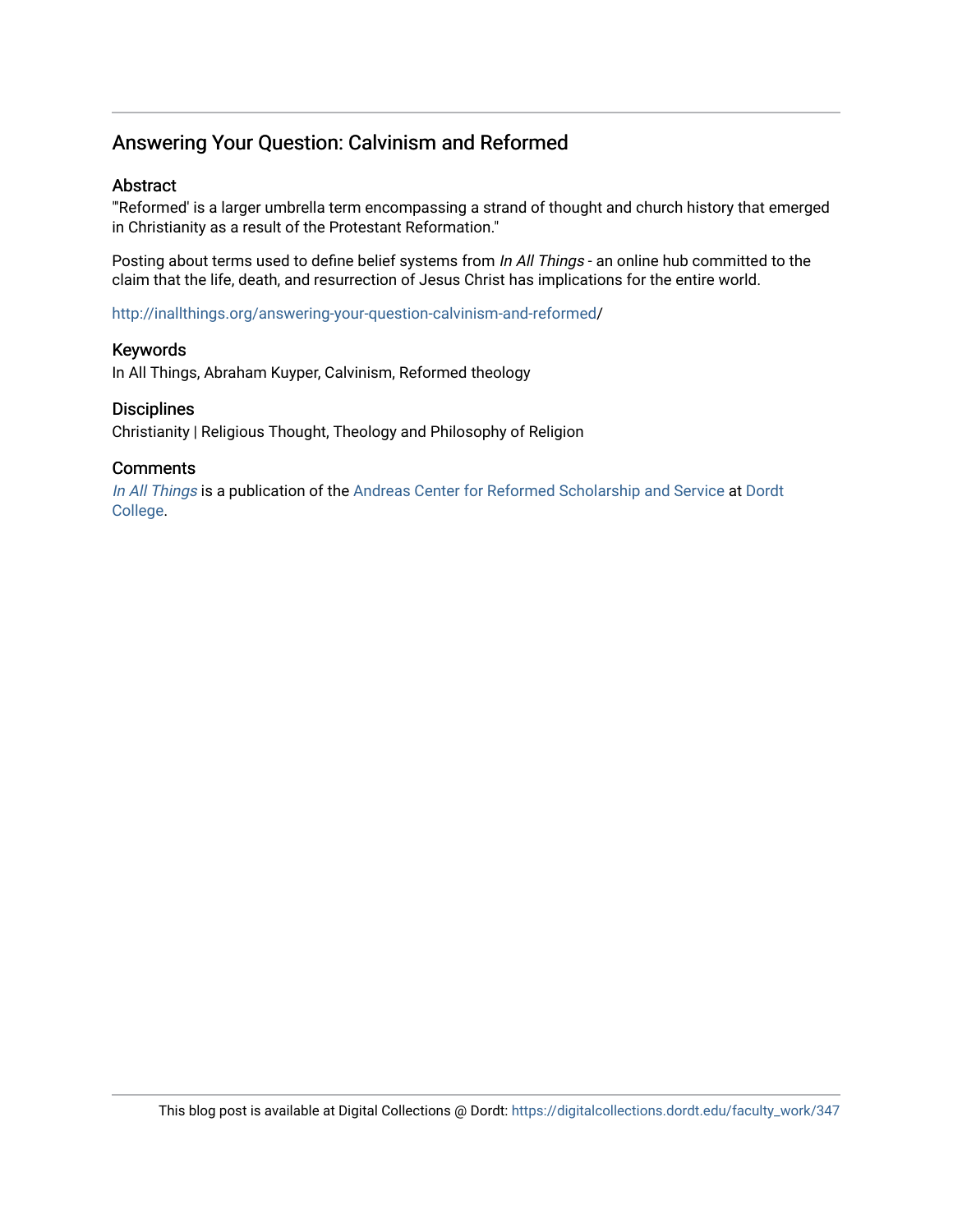## Answering Your Question: Calvinism and Reformed

### Abstract

"'Reformed' is a larger umbrella term encompassing a strand of thought and church history that emerged in Christianity as a result of the Protestant Reformation."

Posting about terms used to define belief systems from *In All Things* - an online hub committed to the claim that the life, death, and resurrection of Jesus Christ has implications for the entire world.

http://inallthings.org/answering-your-question-calvinism-and-reformed/

### Keywords

In All Things, Abraham Kuyper, Calvinism, Reformed theology

### Disciplines

Christianity | Religious Thought, Theology and Philosophy of Religion

### Comments

*In All Things* is a publication of the Andreas Center for Reformed Scholarship and Service at Dordt College.

This blog post is available at Digital Collections @ Dordt: https://digitalcollections.dordt.edu/faculty_work/347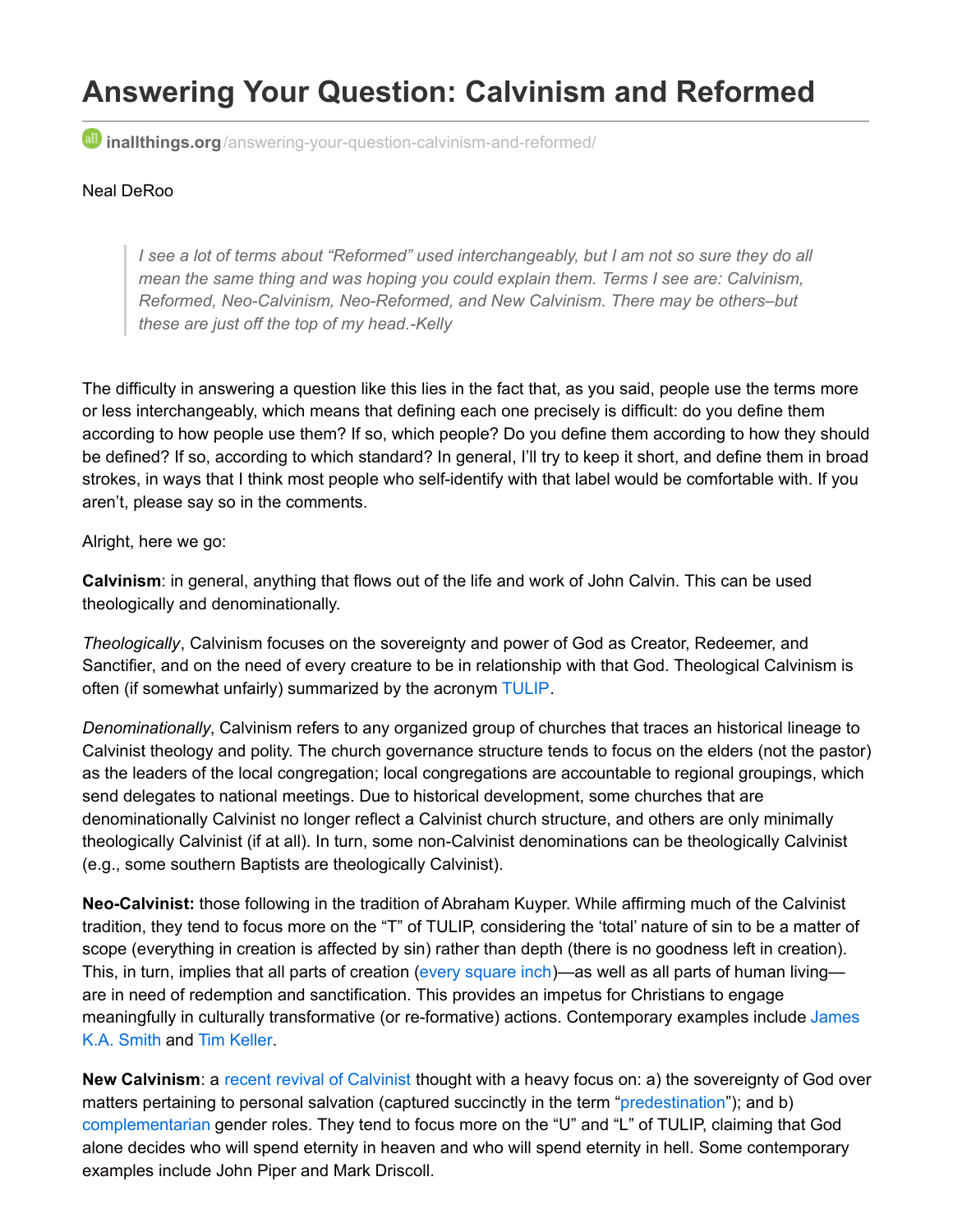# Answering Your Question: Calvinism and Reformed

**inallthings.org**/answering-your-question-calvinism-and-reformed/

Neal DeRoo

> *I see a lot of terms about "Reformed" used interchangeably, but I am not so sure they do all mean the same thing and was hoping you could explain them. Terms I see are: Calvinism, Reformed, Neo-Calvinism, Neo-Reformed, and New Calvinism. There may be others–but these are just off the top of my head.-Kelly*

The difficulty in answering a question like this lies in the fact that, as you said, people use the terms more or less interchangeably, which means that defining each one precisely is difficult: do you define them according to how people use them? If so, which people? Do you define them according to how they should be defined? If so, according to which standard? In general, I'll try to keep it short, and define them in broad strokes, in ways that I think most people who self-identify with that label would be comfortable with. If you aren't, please say so in the comments.

Alright, here we go:

**Calvinism**: in general, anything that flows out of the life and work of John Calvin. This can be used theologically and denominationally.

*Theologically*, Calvinism focuses on the sovereignty and power of God as Creator, Redeemer, and Sanctifier, and on the need of every creature to be in relationship with that God. Theological Calvinism is often (if somewhat unfairly) summarized by the acronym TULIP.

*Denominationally*, Calvinism refers to any organized group of churches that traces an historical lineage to Calvinist theology and polity. The church governance structure tends to focus on the elders (not the pastor) as the leaders of the local congregation; local congregations are accountable to regional groupings, which send delegates to national meetings. Due to historical development, some churches that are denominationally Calvinist no longer reflect a Calvinist church structure, and others are only minimally theologically Calvinist (if at all). In turn, some non-Calvinist denominations can be theologically Calvinist (e.g., some southern Baptists are theologically Calvinist).

**Neo-Calvinist:** those following in the tradition of Abraham Kuyper. While affirming much of the Calvinist tradition, they tend to focus more on the "T" of TULIP, considering the 'total' nature of sin to be a matter of scope (everything in creation is affected by sin) rather than depth (there is no goodness left in creation). This, in turn, implies that all parts of creation (every square inch)—as well as all parts of human living—are in need of redemption and sanctification. This provides an impetus for Christians to engage meaningfully in culturally transformative (or re-formative) actions. Contemporary examples include James K.A. Smith and Tim Keller.

**New Calvinism**: a recent revival of Calvinist thought with a heavy focus on: a) the sovereignty of God over matters pertaining to personal salvation (captured succinctly in the term "predestination"); and b) complementarian gender roles. They tend to focus more on the "U" and "L" of TULIP, claiming that God alone decides who will spend eternity in heaven and who will spend eternity in hell. Some contemporary examples include John Piper and Mark Driscoll.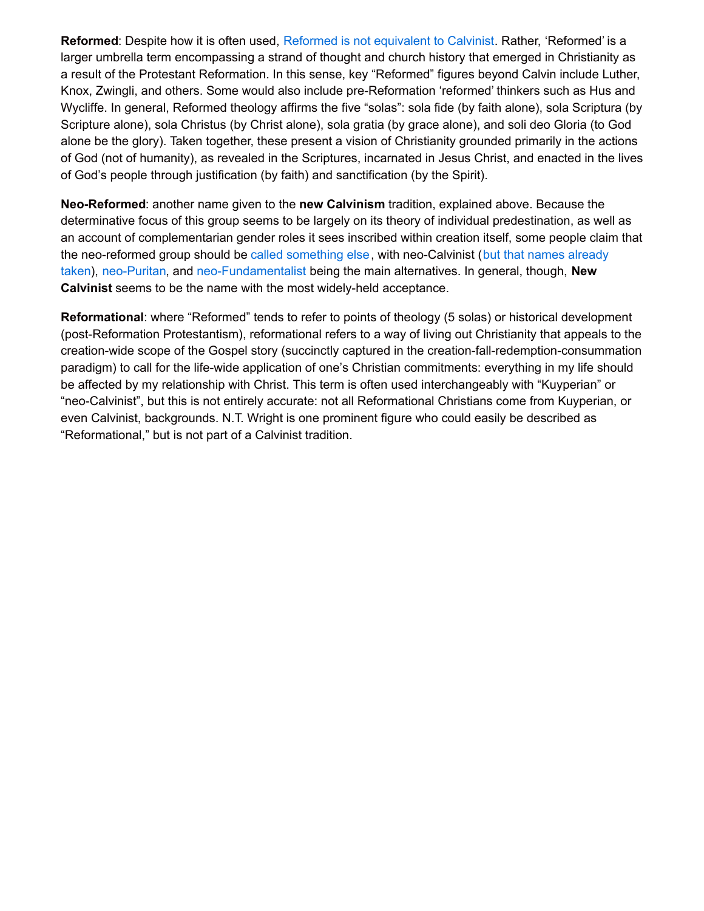**Reformed**: Despite how it is often used, Reformed is not equivalent to Calvinist. Rather, 'Reformed' is a larger umbrella term encompassing a strand of thought and church history that emerged in Christianity as a result of the Protestant Reformation. In this sense, key "Reformed" figures beyond Calvin include Luther, Knox, Zwingli, and others. Some would also include pre-Reformation 'reformed' thinkers such as Hus and Wycliffe. In general, Reformed theology affirms the five "solas": sola fide (by faith alone), sola Scriptura (by Scripture alone), sola Christus (by Christ alone), sola gratia (by grace alone), and soli deo Gloria (to God alone be the glory). Taken together, these present a vision of Christianity grounded primarily in the actions of God (not of humanity), as revealed in the Scriptures, incarnated in Jesus Christ, and enacted in the lives of God's people through justification (by faith) and sanctification (by the Spirit).

**Neo-Reformed**: another name given to the **new Calvinism** tradition, explained above. Because the determinative focus of this group seems to be largely on its theory of individual predestination, as well as an account of complementarian gender roles it sees inscribed within creation itself, some people claim that the neo-reformed group should be called something else, with neo-Calvinist (but that names already taken), neo-Puritan, and neo-Fundamentalist being the main alternatives. In general, though, **New Calvinist** seems to be the name with the most widely-held acceptance.

**Reformational**: where "Reformed" tends to refer to points of theology (5 solas) or historical development (post-Reformation Protestantism), reformational refers to a way of living out Christianity that appeals to the creation-wide scope of the Gospel story (succinctly captured in the creation-fall-redemption-consummation paradigm) to call for the life-wide application of one's Christian commitments: everything in my life should be affected by my relationship with Christ. This term is often used interchangeably with "Kuyperian" or "neo-Calvinist", but this is not entirely accurate: not all Reformational Christians come from Kuyperian, or even Calvinist, backgrounds. N.T. Wright is one prominent figure who could easily be described as "Reformational," but is not part of a Calvinist tradition.